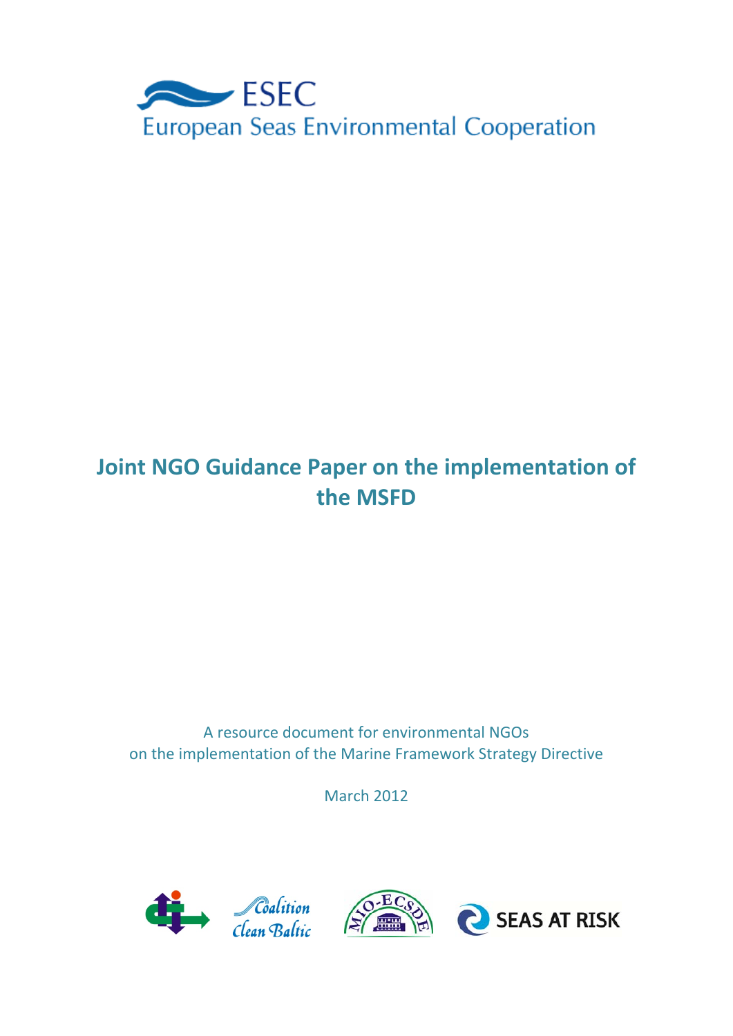ESEC

European Seas Environmental Cooperation

# Joint NGO Guidance Paper on the implementation of the MSFD

A resource document for environmental NGOs
on the implementation of the Marine Framework Strategy Directive

March 2012

Coalition Clean Baltic

MIO-ECSDE

SEAS AT RISK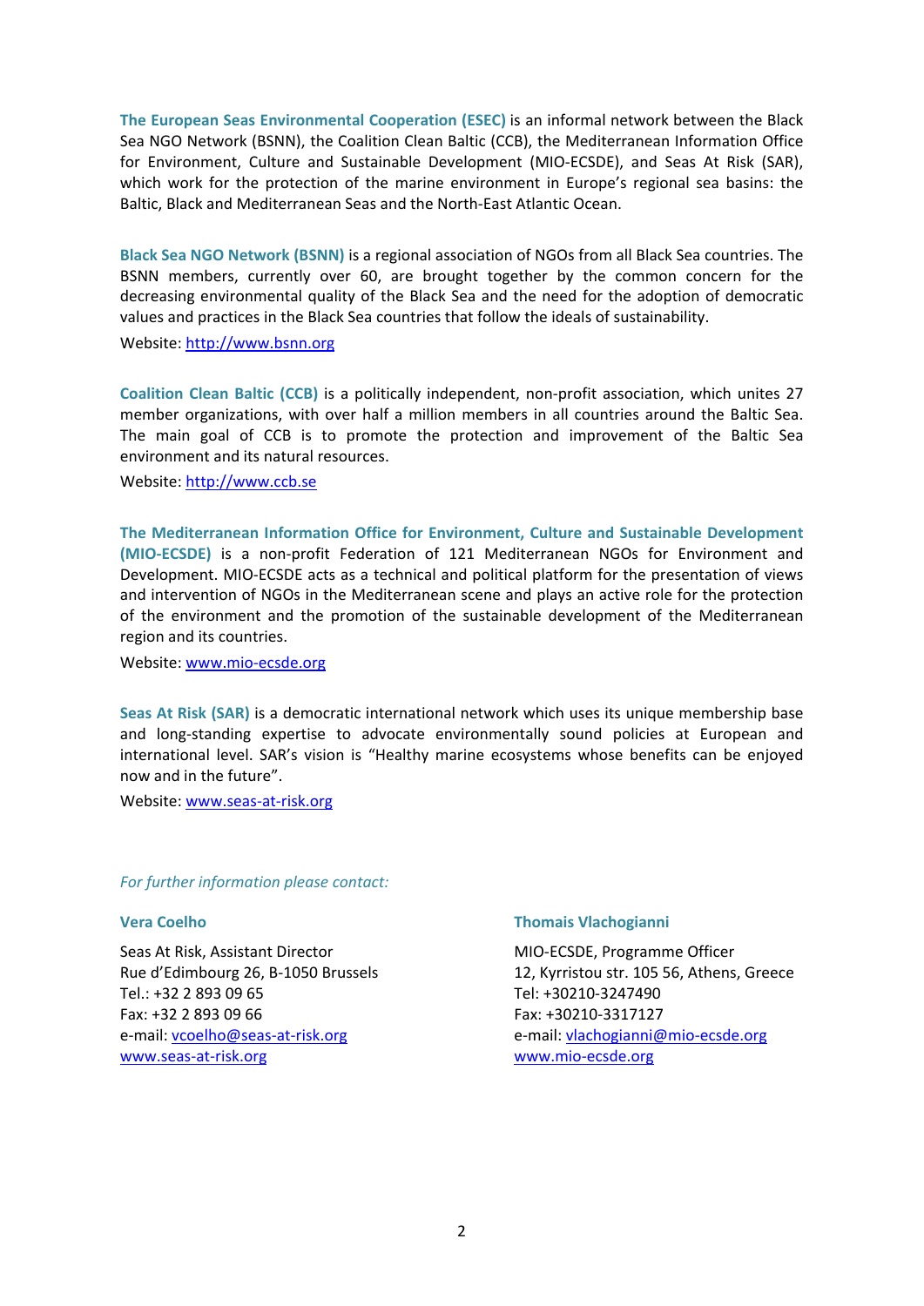**The European Seas Environmental Cooperation (ESEC)** is an informal network between the Black Sea NGO Network (BSNN), the Coalition Clean Baltic (CCB), the Mediterranean Information Office for Environment, Culture and Sustainable Development (MIO-ECSDE), and Seas At Risk (SAR), which work for the protection of the marine environment in Europe's regional sea basins: the Baltic, Black and Mediterranean Seas and the North-East Atlantic Ocean.

**Black Sea NGO Network (BSNN)** is a regional association of NGOs from all Black Sea countries. The BSNN members, currently over 60, are brought together by the common concern for the decreasing environmental quality of the Black Sea and the need for the adoption of democratic values and practices in the Black Sea countries that follow the ideals of sustainability.

Website: http://www.bsnn.org

**Coalition Clean Baltic (CCB)** is a politically independent, non-profit association, which unites 27 member organizations, with over half a million members in all countries around the Baltic Sea. The main goal of CCB is to promote the protection and improvement of the Baltic Sea environment and its natural resources.

Website: http://www.ccb.se

**The Mediterranean Information Office for Environment, Culture and Sustainable Development (MIO-ECSDE)** is a non-profit Federation of 121 Mediterranean NGOs for Environment and Development. MIO-ECSDE acts as a technical and political platform for the presentation of views and intervention of NGOs in the Mediterranean scene and plays an active role for the protection of the environment and the promotion of the sustainable development of the Mediterranean region and its countries.

Website: www.mio-ecsde.org

**Seas At Risk (SAR)** is a democratic international network which uses its unique membership base and long-standing expertise to advocate environmentally sound policies at European and international level. SAR's vision is "Healthy marine ecosystems whose benefits can be enjoyed now and in the future".

Website: www.seas-at-risk.org

*For further information please contact:*

**Vera Coelho**

Seas At Risk, Assistant Director
Rue d'Edimbourg 26, B-1050 Brussels
Tel.: +32 2 893 09 65
Fax: +32 2 893 09 66
e-mail: vcoelho@seas-at-risk.org
www.seas-at-risk.org

**Thomais Vlachogianni**

MIO-ECSDE, Programme Officer
12, Kyrristou str. 105 56, Athens, Greece
Tel: +30210-3247490
Fax: +30210-3317127
e-mail: vlachogianni@mio-ecsde.org
www.mio-ecsde.org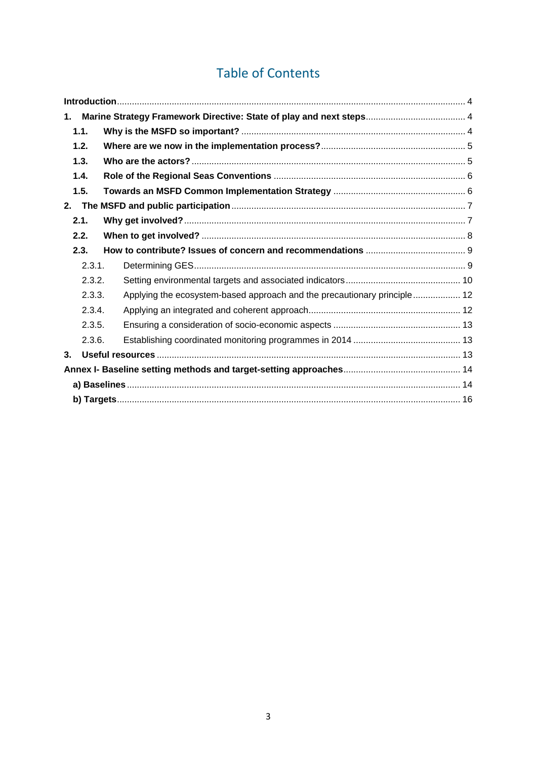# Table of Contents

**Introduction** .......... 4

**1. Marine Strategy Framework Directive: State of play and next steps** .......... 4

- **1.1. Why is the MSFD so important?** .......... 4
- **1.2. Where are we now in the implementation process?** .......... 5
- **1.3. Who are the actors?** .......... 5
- **1.4. Role of the Regional Seas Conventions** .......... 6
- **1.5. Towards an MSFD Common Implementation Strategy** .......... 6

**2. The MSFD and public participation** .......... 7

- **2.1. Why get involved?** .......... 7
- **2.2. When to get involved?** .......... 8
- **2.3. How to contribute? Issues of concern and recommendations** .......... 9
  - 2.3.1. Determining GES .......... 9
  - 2.3.2. Setting environmental targets and associated indicators .......... 10
  - 2.3.3. Applying the ecosystem-based approach and the precautionary principle .......... 12
  - 2.3.4. Applying an integrated and coherent approach .......... 12
  - 2.3.5. Ensuring a consideration of socio-economic aspects .......... 13
  - 2.3.6. Establishing coordinated monitoring programmes in 2014 .......... 13

**3. Useful resources** .......... 13

**Annex I- Baseline setting methods and target-setting approaches** .......... 14

- **a) Baselines** .......... 14
- **b) Targets** .......... 16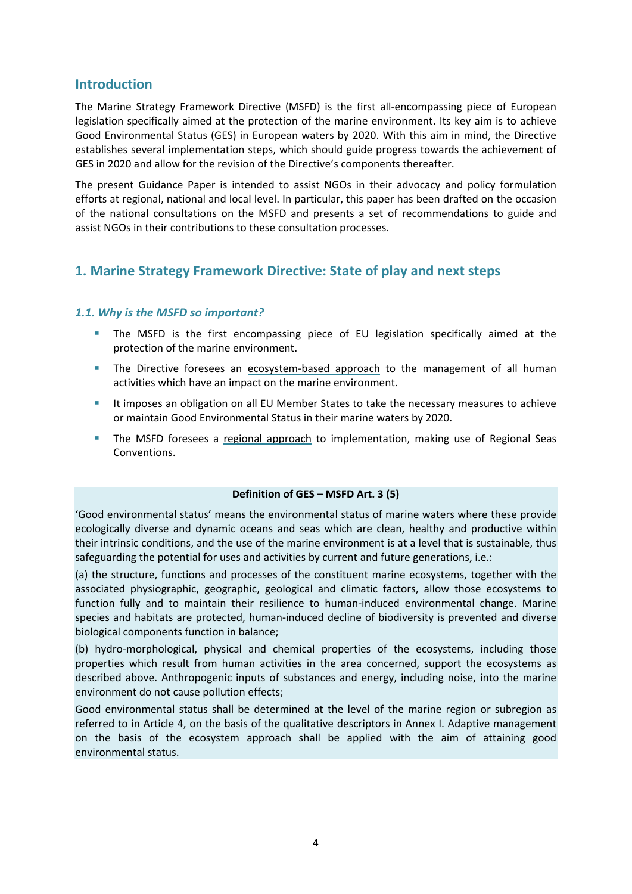## Introduction

The Marine Strategy Framework Directive (MSFD) is the first all-encompassing piece of European legislation specifically aimed at the protection of the marine environment. Its key aim is to achieve Good Environmental Status (GES) in European waters by 2020. With this aim in mind, the Directive establishes several implementation steps, which should guide progress towards the achievement of GES in 2020 and allow for the revision of the Directive's components thereafter.

The present Guidance Paper is intended to assist NGOs in their advocacy and policy formulation efforts at regional, national and local level. In particular, this paper has been drafted on the occasion of the national consultations on the MSFD and presents a set of recommendations to guide and assist NGOs in their contributions to these consultation processes.

## 1. Marine Strategy Framework Directive: State of play and next steps

### *1.1. Why is the MSFD so important?*

- The MSFD is the first encompassing piece of EU legislation specifically aimed at the protection of the marine environment.
- The Directive foresees an ecosystem-based approach to the management of all human activities which have an impact on the marine environment.
- It imposes an obligation on all EU Member States to take the necessary measures to achieve or maintain Good Environmental Status in their marine waters by 2020.
- The MSFD foresees a regional approach to implementation, making use of Regional Seas Conventions.

**Definition of GES – MSFD Art. 3 (5)**

'Good environmental status' means the environmental status of marine waters where these provide ecologically diverse and dynamic oceans and seas which are clean, healthy and productive within their intrinsic conditions, and the use of the marine environment is at a level that is sustainable, thus safeguarding the potential for uses and activities by current and future generations, i.e.:

(a) the structure, functions and processes of the constituent marine ecosystems, together with the associated physiographic, geographic, geological and climatic factors, allow those ecosystems to function fully and to maintain their resilience to human-induced environmental change. Marine species and habitats are protected, human-induced decline of biodiversity is prevented and diverse biological components function in balance;

(b) hydro-morphological, physical and chemical properties of the ecosystems, including those properties which result from human activities in the area concerned, support the ecosystems as described above. Anthropogenic inputs of substances and energy, including noise, into the marine environment do not cause pollution effects;

Good environmental status shall be determined at the level of the marine region or subregion as referred to in Article 4, on the basis of the qualitative descriptors in Annex I. Adaptive management on the basis of the ecosystem approach shall be applied with the aim of attaining good environmental status.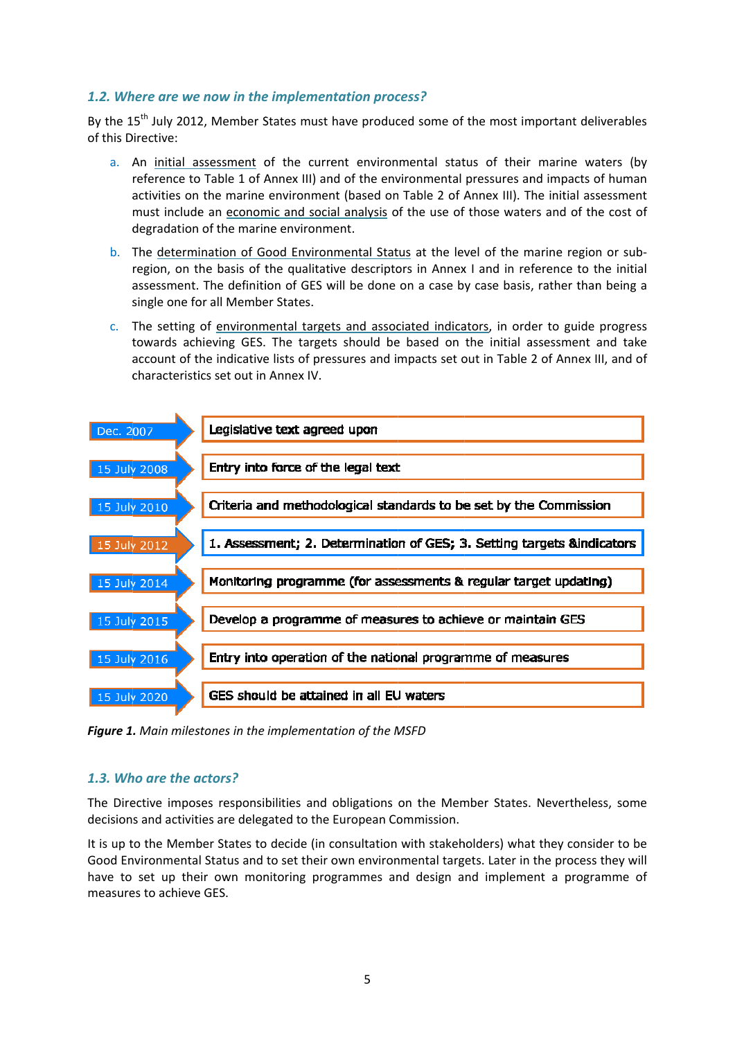### 1.2. Where are we now in the implementation process?

By the 15th July 2012, Member States must have produced some of the most important deliverables of this Directive:

a. An initial assessment of the current environmental status of their marine waters (by reference to Table 1 of Annex III) and of the environmental pressures and impacts of human activities on the marine environment (based on Table 2 of Annex III). The initial assessment must include an economic and social analysis of the use of those waters and of the cost of degradation of the marine environment.

b. The determination of Good Environmental Status at the level of the marine region or sub-region, on the basis of the qualitative descriptors in Annex I and in reference to the initial assessment. The definition of GES will be done on a case by case basis, rather than being a single one for all Member States.

c. The setting of environmental targets and associated indicators, in order to guide progress towards achieving GES. The targets should be based on the initial assessment and take account of the indicative lists of pressures and impacts set out in Table 2 of Annex III, and of characteristics set out in Annex IV.

| Date | Milestone |
|---|---|
| Dec. 2007 | Legislative text agreed upon |
| 15 July 2008 | Entry into force of the legal text |
| 15 July 2010 | Criteria and methodological standards to be set by the Commission |
| 15 July 2012 | 1. Assessment; 2. Determination of GES; 3. Setting targets &indicators |
| 15 July 2014 | Monitoring programme (for assessments & regular target updating) |
| 15 July 2015 | Develop a programme of measures to achieve or maintain GES |
| 15 July 2016 | Entry into operation of the national programme of measures |
| 15 July 2020 | GES should be attained in all EU waters |

***Figure 1.*** *Main milestones in the implementation of the MSFD*

### 1.3. Who are the actors?

The Directive imposes responsibilities and obligations on the Member States. Nevertheless, some decisions and activities are delegated to the European Commission.

It is up to the Member States to decide (in consultation with stakeholders) what they consider to be Good Environmental Status and to set their own environmental targets. Later in the process they will have to set up their own monitoring programmes and design and implement a programme of measures to achieve GES.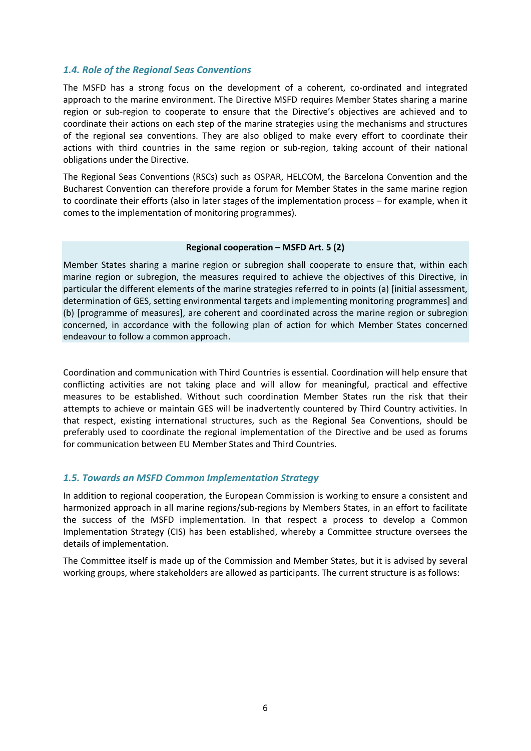### *1.4. Role of the Regional Seas Conventions*

The MSFD has a strong focus on the development of a coherent, co-ordinated and integrated approach to the marine environment. The Directive MSFD requires Member States sharing a marine region or sub-region to cooperate to ensure that the Directive's objectives are achieved and to coordinate their actions on each step of the marine strategies using the mechanisms and structures of the regional sea conventions. They are also obliged to make every effort to coordinate their actions with third countries in the same region or sub-region, taking account of their national obligations under the Directive.

The Regional Seas Conventions (RSCs) such as OSPAR, HELCOM, the Barcelona Convention and the Bucharest Convention can therefore provide a forum for Member States in the same marine region to coordinate their efforts (also in later stages of the implementation process – for example, when it comes to the implementation of monitoring programmes).

**Regional cooperation – MSFD Art. 5 (2)**

Member States sharing a marine region or subregion shall cooperate to ensure that, within each marine region or subregion, the measures required to achieve the objectives of this Directive, in particular the different elements of the marine strategies referred to in points (a) [initial assessment, determination of GES, setting environmental targets and implementing monitoring programmes] and (b) [programme of measures], are coherent and coordinated across the marine region or subregion concerned, in accordance with the following plan of action for which Member States concerned endeavour to follow a common approach.

Coordination and communication with Third Countries is essential. Coordination will help ensure that conflicting activities are not taking place and will allow for meaningful, practical and effective measures to be established. Without such coordination Member States run the risk that their attempts to achieve or maintain GES will be inadvertently countered by Third Country activities. In that respect, existing international structures, such as the Regional Sea Conventions, should be preferably used to coordinate the regional implementation of the Directive and be used as forums for communication between EU Member States and Third Countries.

### *1.5. Towards an MSFD Common Implementation Strategy*

In addition to regional cooperation, the European Commission is working to ensure a consistent and harmonized approach in all marine regions/sub-regions by Members States, in an effort to facilitate the success of the MSFD implementation. In that respect a process to develop a Common Implementation Strategy (CIS) has been established, whereby a Committee structure oversees the details of implementation.

The Committee itself is made up of the Commission and Member States, but it is advised by several working groups, where stakeholders are allowed as participants. The current structure is as follows: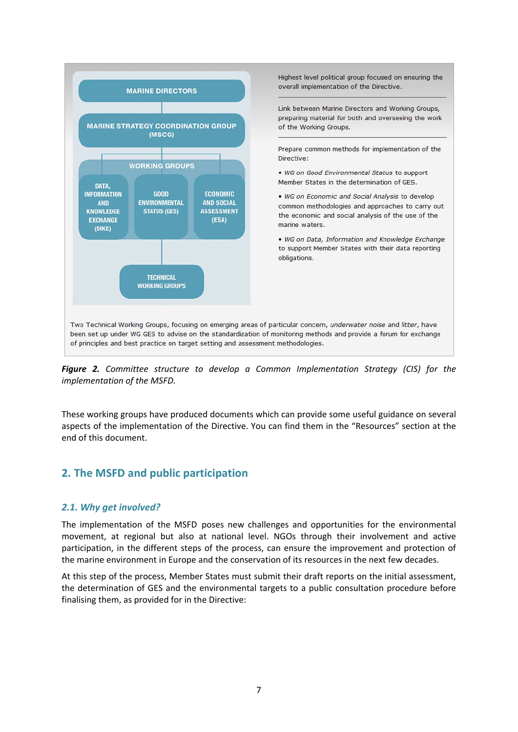MARINE DIRECTORS

MARINE STRATEGY COORDINATION GROUP (MSCG)

WORKING GROUPS

DATA, INFORMATION AND KNOWLEDGE EXCHANGE (DIKE)

GOOD ENVIRONMENTAL STATUS (GES)

ECONOMIC AND SOCIAL ASSESSMENT (ESA)

TECHNICAL WORKING GROUPS

Highest level political group focused on ensuring the overall implementation of the Directive.

Link between Marine Directors and Working Groups, preparing material for both and overseeing the work of the Working Groups.

Prepare common methods for implementation of the Directive:

- *WG on Good Environmental Status* to support Member States in the determination of GES.
- *WG on Economic and Social Analysis* to develop common methodologies and approaches to carry out the economic and social analysis of the use of the marine waters.
- *WG on Data, Information and Knowledge Exchange* to support Member States with their data reporting obligations.

Two Technical Working Groups, focusing on emerging areas of particular concern, *underwater noise* and *litter*, have been set up under WG GES to advise on the standardization of monitoring methods and provide a forum for exchange of principles and best practice on target setting and assessment methodologies.

***Figure 2.*** *Committee structure to develop a Common Implementation Strategy (CIS) for the implementation of the MSFD.*

These working groups have produced documents which can provide some useful guidance on several aspects of the implementation of the Directive. You can find them in the "Resources" section at the end of this document.

## 2. The MSFD and public participation

### *2.1. Why get involved?*

The implementation of the MSFD poses new challenges and opportunities for the environmental movement, at regional but also at national level. NGOs through their involvement and active participation, in the different steps of the process, can ensure the improvement and protection of the marine environment in Europe and the conservation of its resources in the next few decades.

At this step of the process, Member States must submit their draft reports on the initial assessment, the determination of GES and the environmental targets to a public consultation procedure before finalising them, as provided for in the Directive: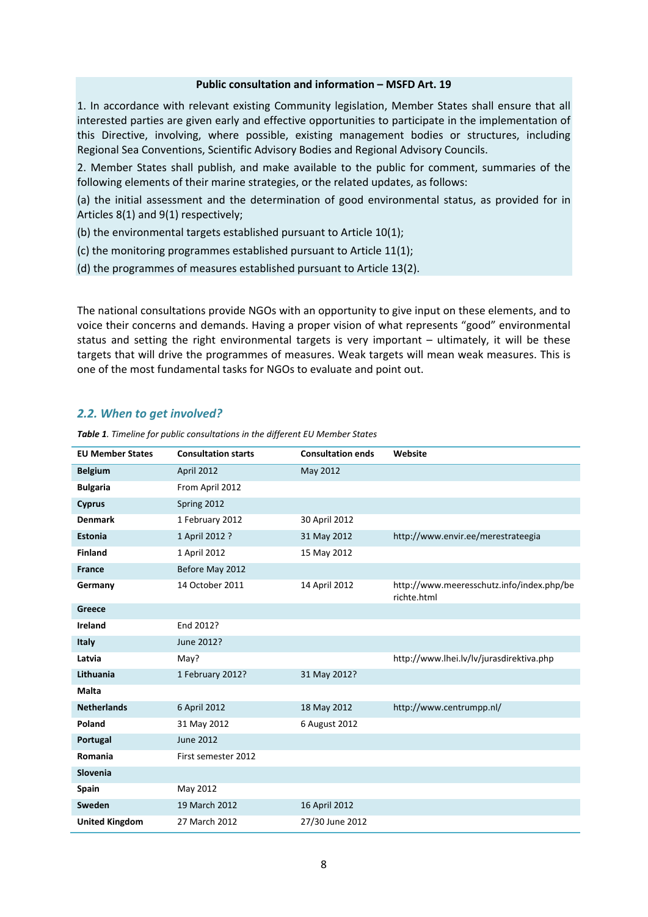**Public consultation and information – MSFD Art. 19**

1. In accordance with relevant existing Community legislation, Member States shall ensure that all interested parties are given early and effective opportunities to participate in the implementation of this Directive, involving, where possible, existing management bodies or structures, including Regional Sea Conventions, Scientific Advisory Bodies and Regional Advisory Councils.

2. Member States shall publish, and make available to the public for comment, summaries of the following elements of their marine strategies, or the related updates, as follows:

(a) the initial assessment and the determination of good environmental status, as provided for in Articles 8(1) and 9(1) respectively;

(b) the environmental targets established pursuant to Article 10(1);

(c) the monitoring programmes established pursuant to Article 11(1);

(d) the programmes of measures established pursuant to Article 13(2).

The national consultations provide NGOs with an opportunity to give input on these elements, and to voice their concerns and demands. Having a proper vision of what represents "good" environmental status and setting the right environmental targets is very important – ultimately, it will be these targets that will drive the programmes of measures. Weak targets will mean weak measures. This is one of the most fundamental tasks for NGOs to evaluate and point out.

## *2.2. When to get involved?*

***Table 1**. Timeline for public consultations in the different EU Member States*

| EU Member States | Consultation starts | Consultation ends | Website |
|---|---|---|---|
| **Belgium** | April 2012 | May 2012 | |
| **Bulgaria** | From April 2012 | | |
| **Cyprus** | Spring 2012 | | |
| **Denmark** | 1 February 2012 | 30 April 2012 | |
| **Estonia** | 1 April 2012 ? | 31 May 2012 | http://www.envir.ee/merestrateegia |
| **Finland** | 1 April 2012 | 15 May 2012 | |
| **France** | Before May 2012 | | |
| **Germany** | 14 October 2011 | 14 April 2012 | http://www.meeresschutz.info/index.php/berichte.html |
| **Greece** | | | |
| **Ireland** | End 2012? | | |
| **Italy** | June 2012? | | |
| **Latvia** | May? | | http://www.lhei.lv/lv/jurasdirektiva.php |
| **Lithuania** | 1 February 2012? | 31 May 2012? | |
| **Malta** | | | |
| **Netherlands** | 6 April 2012 | 18 May 2012 | http://www.centrumpp.nl/ |
| **Poland** | 31 May 2012 | 6 August 2012 | |
| **Portugal** | June 2012 | | |
| **Romania** | First semester 2012 | | |
| **Slovenia** | | | |
| **Spain** | May 2012 | | |
| **Sweden** | 19 March 2012 | 16 April 2012 | |
| **United Kingdom** | 27 March 2012 | 27/30 June 2012 | |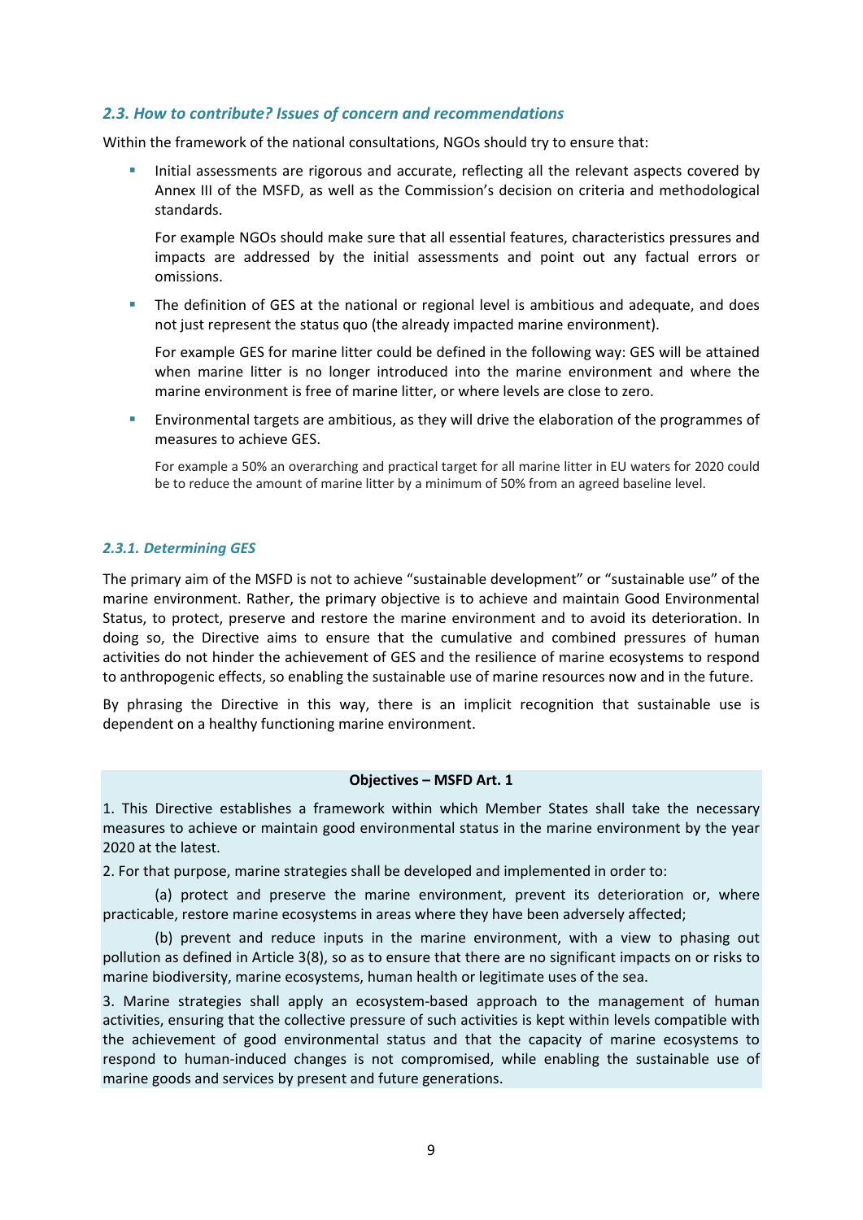### *2.3. How to contribute? Issues of concern and recommendations*

Within the framework of the national consultations, NGOs should try to ensure that:

- Initial assessments are rigorous and accurate, reflecting all the relevant aspects covered by Annex III of the MSFD, as well as the Commission's decision on criteria and methodological standards.

  For example NGOs should make sure that all essential features, characteristics pressures and impacts are addressed by the initial assessments and point out any factual errors or omissions.

- The definition of GES at the national or regional level is ambitious and adequate, and does not just represent the status quo (the already impacted marine environment).

  For example GES for marine litter could be defined in the following way: GES will be attained when marine litter is no longer introduced into the marine environment and where the marine environment is free of marine litter, or where levels are close to zero.

- Environmental targets are ambitious, as they will drive the elaboration of the programmes of measures to achieve GES.

  For example a 50% an overarching and practical target for all marine litter in EU waters for 2020 could be to reduce the amount of marine litter by a minimum of 50% from an agreed baseline level.

#### *2.3.1. Determining GES*

The primary aim of the MSFD is not to achieve "sustainable development" or "sustainable use" of the marine environment. Rather, the primary objective is to achieve and maintain Good Environmental Status, to protect, preserve and restore the marine environment and to avoid its deterioration. In doing so, the Directive aims to ensure that the cumulative and combined pressures of human activities do not hinder the achievement of GES and the resilience of marine ecosystems to respond to anthropogenic effects, so enabling the sustainable use of marine resources now and in the future.

By phrasing the Directive in this way, there is an implicit recognition that sustainable use is dependent on a healthy functioning marine environment.

**Objectives – MSFD Art. 1**

1. This Directive establishes a framework within which Member States shall take the necessary measures to achieve or maintain good environmental status in the marine environment by the year 2020 at the latest.

2. For that purpose, marine strategies shall be developed and implemented in order to:

(a) protect and preserve the marine environment, prevent its deterioration or, where practicable, restore marine ecosystems in areas where they have been adversely affected;

(b) prevent and reduce inputs in the marine environment, with a view to phasing out pollution as defined in Article 3(8), so as to ensure that there are no significant impacts on or risks to marine biodiversity, marine ecosystems, human health or legitimate uses of the sea.

3. Marine strategies shall apply an ecosystem-based approach to the management of human activities, ensuring that the collective pressure of such activities is kept within levels compatible with the achievement of good environmental status and that the capacity of marine ecosystems to respond to human-induced changes is not compromised, while enabling the sustainable use of marine goods and services by present and future generations.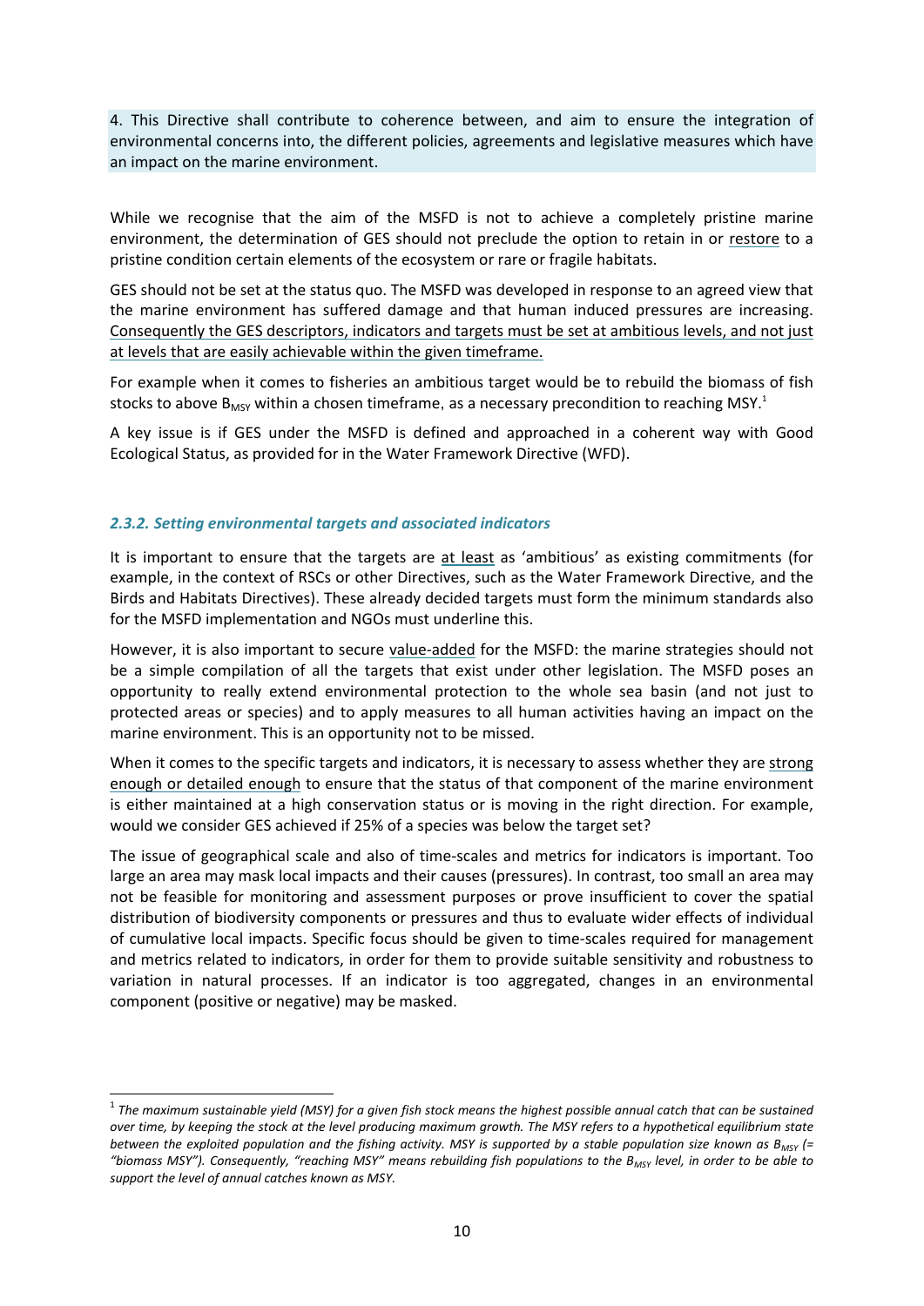4. This Directive shall contribute to coherence between, and aim to ensure the integration of environmental concerns into, the different policies, agreements and legislative measures which have an impact on the marine environment.

While we recognise that the aim of the MSFD is not to achieve a completely pristine marine environment, the determination of GES should not preclude the option to retain in or restore to a pristine condition certain elements of the ecosystem or rare or fragile habitats.

GES should not be set at the status quo. The MSFD was developed in response to an agreed view that the marine environment has suffered damage and that human induced pressures are increasing. Consequently the GES descriptors, indicators and targets must be set at ambitious levels, and not just at levels that are easily achievable within the given timeframe.

For example when it comes to fisheries an ambitious target would be to rebuild the biomass of fish stocks to above $B_{MSY}$ within a chosen timeframe, as a necessary precondition to reaching MSY.[1]

A key issue is if GES under the MSFD is defined and approached in a coherent way with Good Ecological Status, as provided for in the Water Framework Directive (WFD).

### *2.3.2. Setting environmental targets and associated indicators*

It is important to ensure that the targets are at least as 'ambitious' as existing commitments (for example, in the context of RSCs or other Directives, such as the Water Framework Directive, and the Birds and Habitats Directives). These already decided targets must form the minimum standards also for the MSFD implementation and NGOs must underline this.

However, it is also important to secure value-added for the MSFD: the marine strategies should not be a simple compilation of all the targets that exist under other legislation. The MSFD poses an opportunity to really extend environmental protection to the whole sea basin (and not just to protected areas or species) and to apply measures to all human activities having an impact on the marine environment. This is an opportunity not to be missed.

When it comes to the specific targets and indicators, it is necessary to assess whether they are strong enough or detailed enough to ensure that the status of that component of the marine environment is either maintained at a high conservation status or is moving in the right direction. For example, would we consider GES achieved if 25% of a species was below the target set?

The issue of geographical scale and also of time-scales and metrics for indicators is important. Too large an area may mask local impacts and their causes (pressures). In contrast, too small an area may not be feasible for monitoring and assessment purposes or prove insufficient to cover the spatial distribution of biodiversity components or pressures and thus to evaluate wider effects of individual of cumulative local impacts. Specific focus should be given to time-scales required for management and metrics related to indicators, in order for them to provide suitable sensitivity and robustness to variation in natural processes. If an indicator is too aggregated, changes in an environmental component (positive or negative) may be masked.

[1] *The maximum sustainable yield (MSY) for a given fish stock means the highest possible annual catch that can be sustained over time, by keeping the stock at the level producing maximum growth. The MSY refers to a hypothetical equilibrium state between the exploited population and the fishing activity. MSY is supported by a stable population size known as $B_{MSY}$ (= "biomass MSY"). Consequently, "reaching MSY" means rebuilding fish populations to the $B_{MSY}$ level, in order to be able to support the level of annual catches known as MSY.*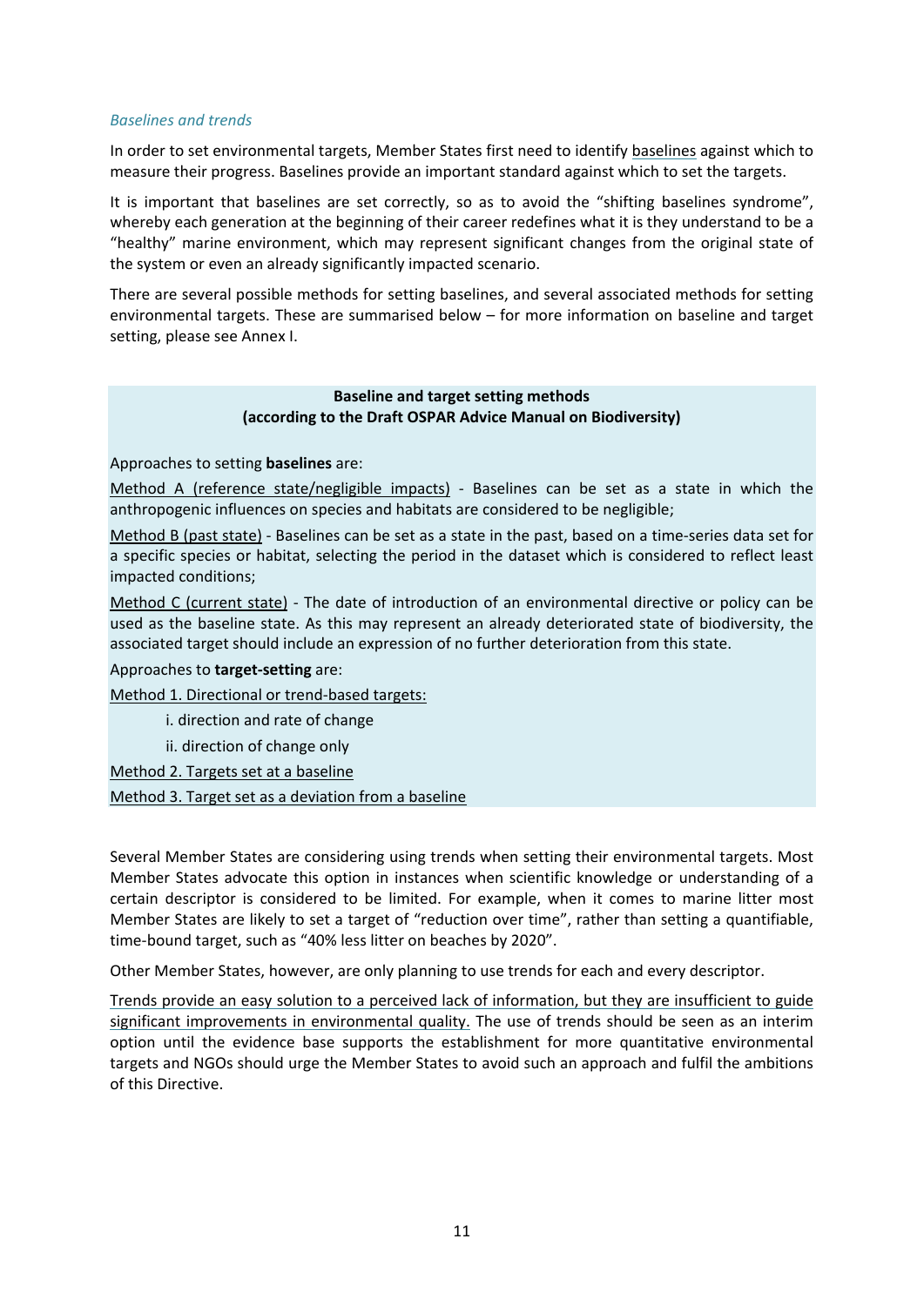*Baselines and trends*

In order to set environmental targets, Member States first need to identify baselines against which to measure their progress. Baselines provide an important standard against which to set the targets.

It is important that baselines are set correctly, so as to avoid the "shifting baselines syndrome", whereby each generation at the beginning of their career redefines what it is they understand to be a "healthy" marine environment, which may represent significant changes from the original state of the system or even an already significantly impacted scenario.

There are several possible methods for setting baselines, and several associated methods for setting environmental targets. These are summarised below – for more information on baseline and target setting, please see Annex I.

**Baseline and target setting methods**
**(according to the Draft OSPAR Advice Manual on Biodiversity)**

Approaches to setting **baselines** are:

Method A (reference state/negligible impacts) - Baselines can be set as a state in which the anthropogenic influences on species and habitats are considered to be negligible;

Method B (past state) - Baselines can be set as a state in the past, based on a time-series data set for a specific species or habitat, selecting the period in the dataset which is considered to reflect least impacted conditions;

Method C (current state) - The date of introduction of an environmental directive or policy can be used as the baseline state. As this may represent an already deteriorated state of biodiversity, the associated target should include an expression of no further deterioration from this state.

Approaches to **target-setting** are:

Method 1. Directional or trend-based targets:

i. direction and rate of change

ii. direction of change only

Method 2. Targets set at a baseline

Method 3. Target set as a deviation from a baseline

Several Member States are considering using trends when setting their environmental targets. Most Member States advocate this option in instances when scientific knowledge or understanding of a certain descriptor is considered to be limited. For example, when it comes to marine litter most Member States are likely to set a target of "reduction over time", rather than setting a quantifiable, time-bound target, such as "40% less litter on beaches by 2020".

Other Member States, however, are only planning to use trends for each and every descriptor.

Trends provide an easy solution to a perceived lack of information, but they are insufficient to guide significant improvements in environmental quality. The use of trends should be seen as an interim option until the evidence base supports the establishment for more quantitative environmental targets and NGOs should urge the Member States to avoid such an approach and fulfil the ambitions of this Directive.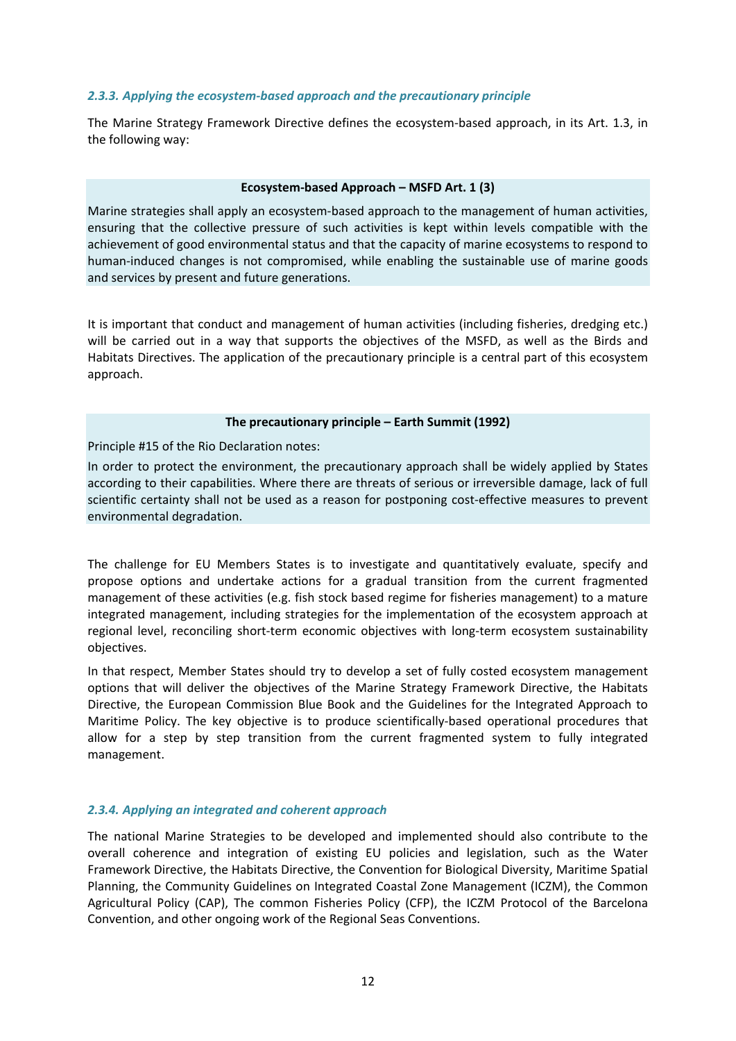### *2.3.3. Applying the ecosystem-based approach and the precautionary principle*

The Marine Strategy Framework Directive defines the ecosystem-based approach, in its Art. 1.3, in the following way:

**Ecosystem-based Approach – MSFD Art. 1 (3)**

Marine strategies shall apply an ecosystem-based approach to the management of human activities, ensuring that the collective pressure of such activities is kept within levels compatible with the achievement of good environmental status and that the capacity of marine ecosystems to respond to human-induced changes is not compromised, while enabling the sustainable use of marine goods and services by present and future generations.

It is important that conduct and management of human activities (including fisheries, dredging etc.) will be carried out in a way that supports the objectives of the MSFD, as well as the Birds and Habitats Directives. The application of the precautionary principle is a central part of this ecosystem approach.

**The precautionary principle – Earth Summit (1992)**

Principle #15 of the Rio Declaration notes:

In order to protect the environment, the precautionary approach shall be widely applied by States according to their capabilities. Where there are threats of serious or irreversible damage, lack of full scientific certainty shall not be used as a reason for postponing cost-effective measures to prevent environmental degradation.

The challenge for EU Members States is to investigate and quantitatively evaluate, specify and propose options and undertake actions for a gradual transition from the current fragmented management of these activities (e.g. fish stock based regime for fisheries management) to a mature integrated management, including strategies for the implementation of the ecosystem approach at regional level, reconciling short-term economic objectives with long-term ecosystem sustainability objectives.

In that respect, Member States should try to develop a set of fully costed ecosystem management options that will deliver the objectives of the Marine Strategy Framework Directive, the Habitats Directive, the European Commission Blue Book and the Guidelines for the Integrated Approach to Maritime Policy. The key objective is to produce scientifically-based operational procedures that allow for a step by step transition from the current fragmented system to fully integrated management.

### *2.3.4. Applying an integrated and coherent approach*

The national Marine Strategies to be developed and implemented should also contribute to the overall coherence and integration of existing EU policies and legislation, such as the Water Framework Directive, the Habitats Directive, the Convention for Biological Diversity, Maritime Spatial Planning, the Community Guidelines on Integrated Coastal Zone Management (ICZM), the Common Agricultural Policy (CAP), The common Fisheries Policy (CFP), the ICZM Protocol of the Barcelona Convention, and other ongoing work of the Regional Seas Conventions.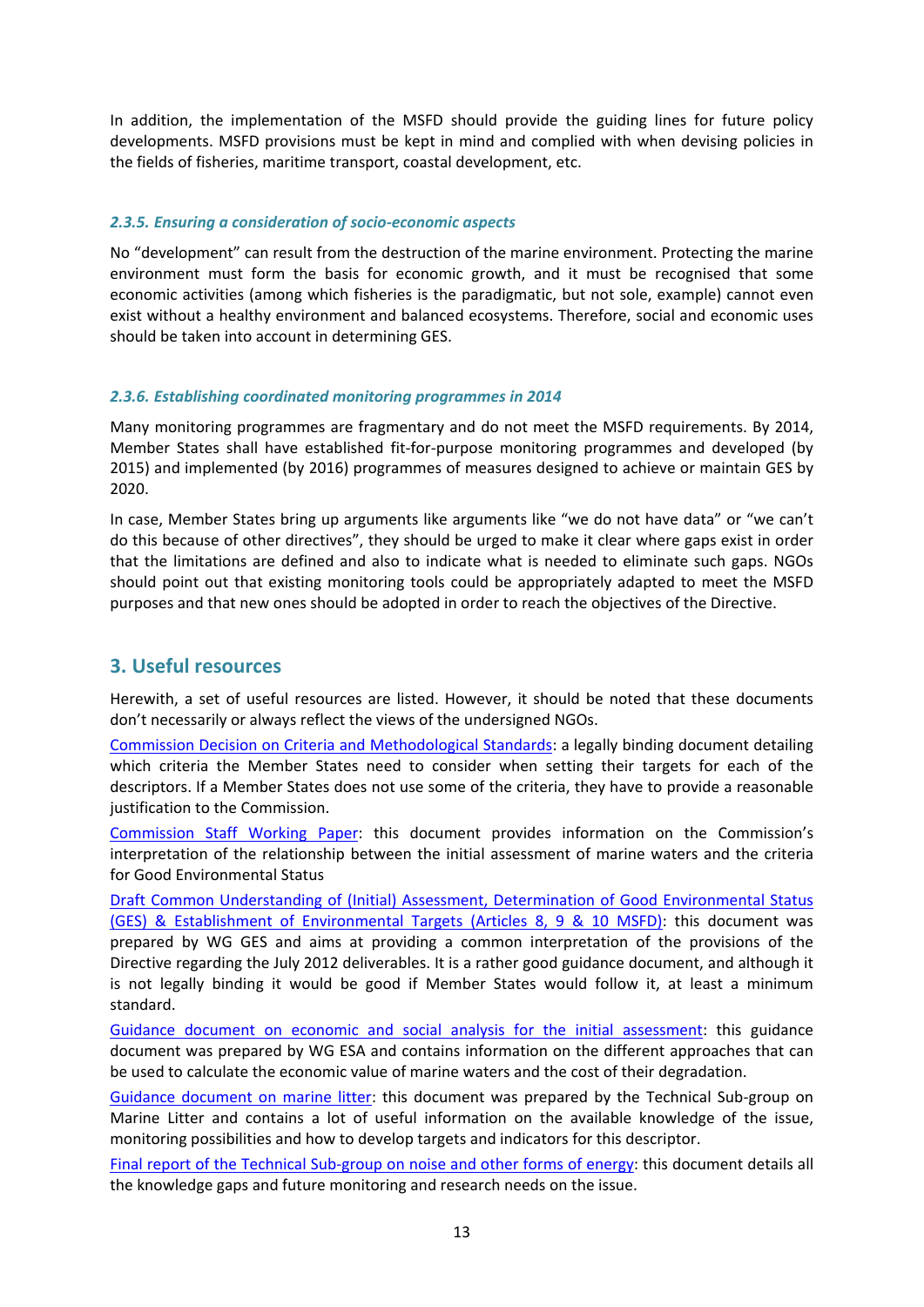In addition, the implementation of the MSFD should provide the guiding lines for future policy developments. MSFD provisions must be kept in mind and complied with when devising policies in the fields of fisheries, maritime transport, coastal development, etc.

### *2.3.5. Ensuring a consideration of socio-economic aspects*

No "development" can result from the destruction of the marine environment. Protecting the marine environment must form the basis for economic growth, and it must be recognised that some economic activities (among which fisheries is the paradigmatic, but not sole, example) cannot even exist without a healthy environment and balanced ecosystems. Therefore, social and economic uses should be taken into account in determining GES.

### *2.3.6. Establishing coordinated monitoring programmes in 2014*

Many monitoring programmes are fragmentary and do not meet the MSFD requirements. By 2014, Member States shall have established fit-for-purpose monitoring programmes and developed (by 2015) and implemented (by 2016) programmes of measures designed to achieve or maintain GES by 2020.

In case, Member States bring up arguments like arguments like "we do not have data" or "we can't do this because of other directives", they should be urged to make it clear where gaps exist in order that the limitations are defined and also to indicate what is needed to eliminate such gaps. NGOs should point out that existing monitoring tools could be appropriately adapted to meet the MSFD purposes and that new ones should be adopted in order to reach the objectives of the Directive.

## 3. Useful resources

Herewith, a set of useful resources are listed. However, it should be noted that these documents don't necessarily or always reflect the views of the undersigned NGOs.

Commission Decision on Criteria and Methodological Standards: a legally binding document detailing which criteria the Member States need to consider when setting their targets for each of the descriptors. If a Member States does not use some of the criteria, they have to provide a reasonable justification to the Commission.

Commission Staff Working Paper: this document provides information on the Commission's interpretation of the relationship between the initial assessment of marine waters and the criteria for Good Environmental Status

Draft Common Understanding of (Initial) Assessment, Determination of Good Environmental Status (GES) & Establishment of Environmental Targets (Articles 8, 9 & 10 MSFD): this document was prepared by WG GES and aims at providing a common interpretation of the provisions of the Directive regarding the July 2012 deliverables. It is a rather good guidance document, and although it is not legally binding it would be good if Member States would follow it, at least a minimum standard.

Guidance document on economic and social analysis for the initial assessment: this guidance document was prepared by WG ESA and contains information on the different approaches that can be used to calculate the economic value of marine waters and the cost of their degradation.

Guidance document on marine litter: this document was prepared by the Technical Sub-group on Marine Litter and contains a lot of useful information on the available knowledge of the issue, monitoring possibilities and how to develop targets and indicators for this descriptor.

Final report of the Technical Sub-group on noise and other forms of energy: this document details all the knowledge gaps and future monitoring and research needs on the issue.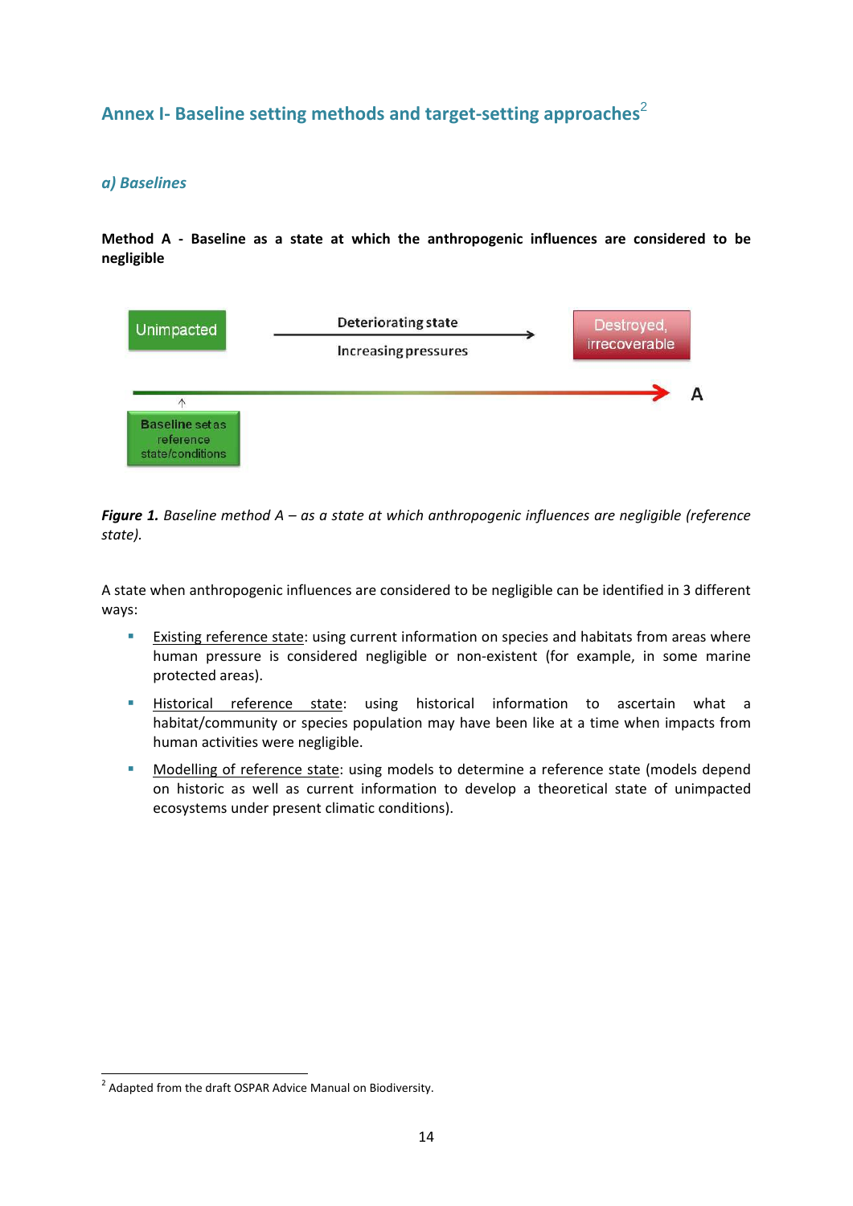## Annex I- Baseline setting methods and target-setting approaches[2]

### *a) Baselines*

**Method A - Baseline as a state at which the anthropogenic influences are considered to be negligible**

Unimpacted

Deteriorating state

Increasing pressures

Destroyed, irrecoverable

A

Baseline set as reference state/conditions

***Figure 1.*** *Baseline method A – as a state at which anthropogenic influences are negligible (reference state).*

A state when anthropogenic influences are considered to be negligible can be identified in 3 different ways:

- Existing reference state: using current information on species and habitats from areas where human pressure is considered negligible or non-existent (for example, in some marine protected areas).
- Historical reference state: using historical information to ascertain what a habitat/community or species population may have been like at a time when impacts from human activities were negligible.
- Modelling of reference state: using models to determine a reference state (models depend on historic as well as current information to develop a theoretical state of unimpacted ecosystems under present climatic conditions).

[2] Adapted from the draft OSPAR Advice Manual on Biodiversity.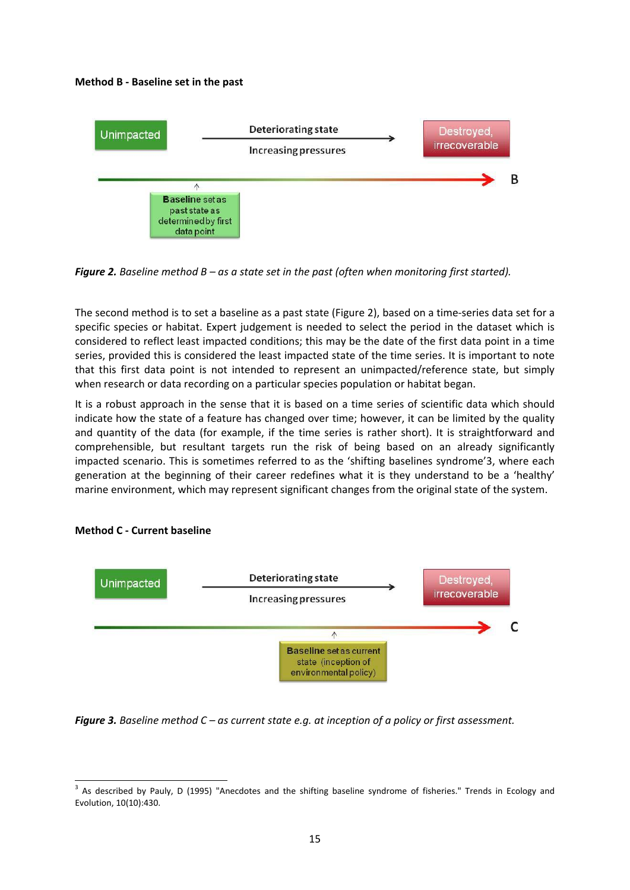**Method B - Baseline set in the past**

Unimpacted

Deteriorating state

Increasing pressures

Destroyed, irrecoverable

B

Baseline set as past state as determined by first data point

***Figure 2.*** *Baseline method B – as a state set in the past (often when monitoring first started).*

The second method is to set a baseline as a past state (Figure 2), based on a time-series data set for a specific species or habitat. Expert judgement is needed to select the period in the dataset which is considered to reflect least impacted conditions; this may be the date of the first data point in a time series, provided this is considered the least impacted state of the time series. It is important to note that this first data point is not intended to represent an unimpacted/reference state, but simply when research or data recording on a particular species population or habitat began.

It is a robust approach in the sense that it is based on a time series of scientific data which should indicate how the state of a feature has changed over time; however, it can be limited by the quality and quantity of the data (for example, if the time series is rather short). It is straightforward and comprehensible, but resultant targets run the risk of being based on an already significantly impacted scenario. This is sometimes referred to as the 'shifting baselines syndrome'[3], where each generation at the beginning of their career redefines what it is they understand to be a 'healthy' marine environment, which may represent significant changes from the original state of the system.

**Method C - Current baseline**

Unimpacted

Deteriorating state

Increasing pressures

Destroyed, irrecoverable

C

Baseline set as current state (inception of environmental policy)

***Figure 3.*** *Baseline method C – as current state e.g. at inception of a policy or first assessment.*

[3] As described by Pauly, D (1995) "Anecdotes and the shifting baseline syndrome of fisheries." Trends in Ecology and Evolution, 10(10):430.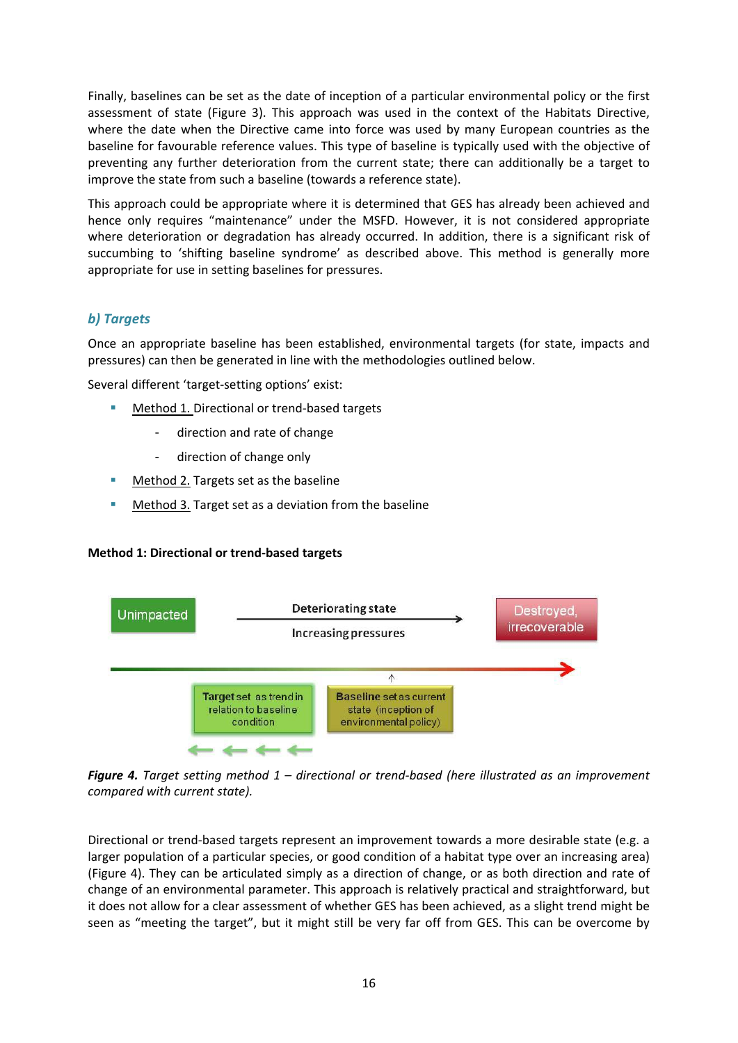Finally, baselines can be set as the date of inception of a particular environmental policy or the first assessment of state (Figure 3). This approach was used in the context of the Habitats Directive, where the date when the Directive came into force was used by many European countries as the baseline for favourable reference values. This type of baseline is typically used with the objective of preventing any further deterioration from the current state; there can additionally be a target to improve the state from such a baseline (towards a reference state).

This approach could be appropriate where it is determined that GES has already been achieved and hence only requires "maintenance" under the MSFD. However, it is not considered appropriate where deterioration or degradation has already occurred. In addition, there is a significant risk of succumbing to 'shifting baseline syndrome' as described above. This method is generally more appropriate for use in setting baselines for pressures.

### *b) Targets*

Once an appropriate baseline has been established, environmental targets (for state, impacts and pressures) can then be generated in line with the methodologies outlined below.

Several different 'target-setting options' exist:

- Method 1. Directional or trend-based targets
  - direction and rate of change
  - direction of change only
- Method 2. Targets set as the baseline
- Method 3. Target set as a deviation from the baseline

**Method 1: Directional or trend-based targets**

Unimpacted — Deteriorating state / Increasing pressures → Destroyed, irrecoverable

Target set as trend in relation to baseline condition | Baseline set as current state (inception of environmental policy)

***Figure 4.*** *Target setting method 1 – directional or trend-based (here illustrated as an improvement compared with current state).*

Directional or trend-based targets represent an improvement towards a more desirable state (e.g. a larger population of a particular species, or good condition of a habitat type over an increasing area) (Figure 4). They can be articulated simply as a direction of change, or as both direction and rate of change of an environmental parameter. This approach is relatively practical and straightforward, but it does not allow for a clear assessment of whether GES has been achieved, as a slight trend might be seen as "meeting the target", but it might still be very far off from GES. This can be overcome by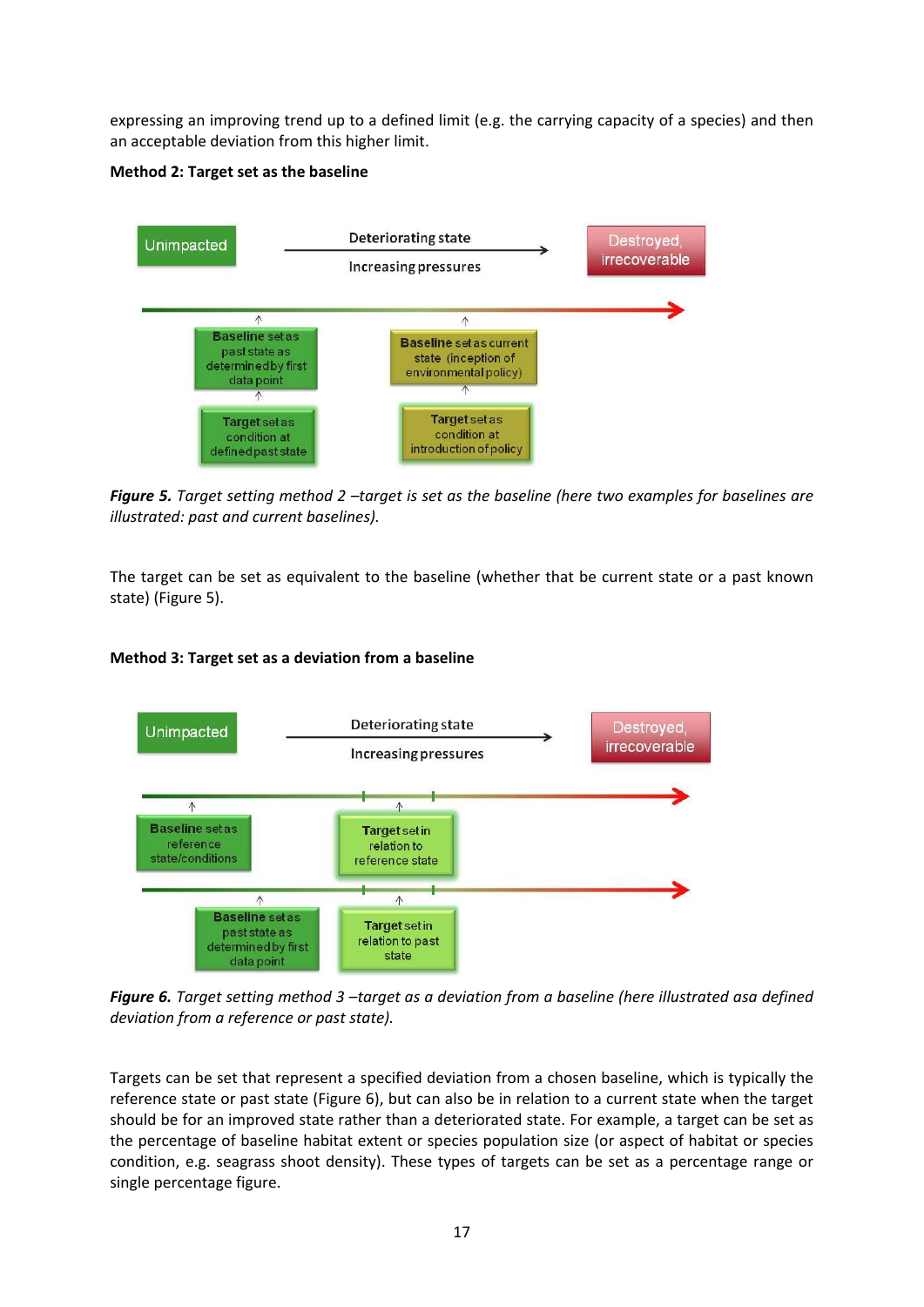expressing an improving trend up to a defined limit (e.g. the carrying capacity of a species) and then an acceptable deviation from this higher limit.

**Method 2: Target set as the baseline**

Unimpacted

Deteriorating state

Increasing pressures

Destroyed, irrecoverable

Baseline set as past state as determined by first data point

Target set as condition at defined past state

Baseline set as current state (inception of environmental policy)

Target set as condition at introduction of policy

***Figure 5.*** *Target setting method 2 –target is set as the baseline (here two examples for baselines are illustrated: past and current baselines).*

The target can be set as equivalent to the baseline (whether that be current state or a past known state) (Figure 5).

**Method 3: Target set as a deviation from a baseline**

Unimpacted

Deteriorating state

Increasing pressures

Destroyed, irrecoverable

Baseline set as reference state/conditions

Target set in relation to reference state

Baseline set as past state as determined by first data point

Target set in relation to past state

***Figure 6.*** *Target setting method 3 –target as a deviation from a baseline (here illustrated asa defined deviation from a reference or past state).*

Targets can be set that represent a specified deviation from a chosen baseline, which is typically the reference state or past state (Figure 6), but can also be in relation to a current state when the target should be for an improved state rather than a deteriorated state. For example, a target can be set as the percentage of baseline habitat extent or species population size (or aspect of habitat or species condition, e.g. seagrass shoot density). These types of targets can be set as a percentage range or single percentage figure.